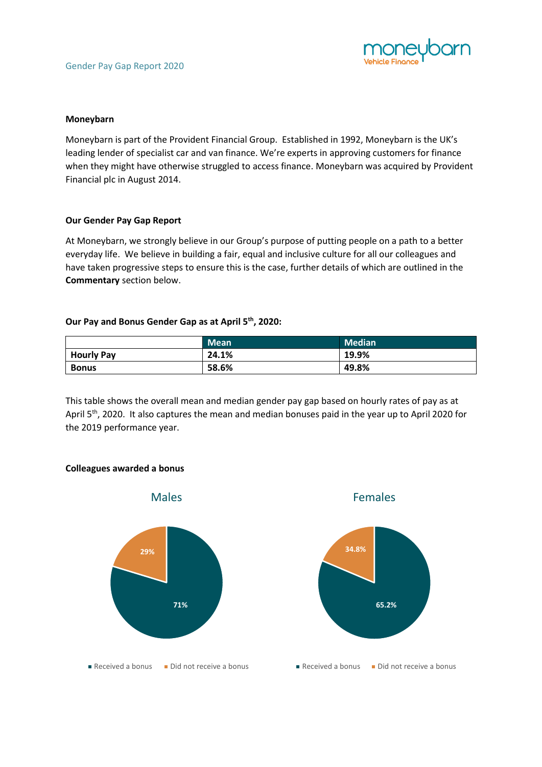Gender Pay Gap Report 2020

### Moneybarn

Moneybarn is part of the Provident Financial Group. Established in 1992, Moneybarn is the UK's leading lender of specialist car and van finance. We're experts in approving customers for finance when they might have otherwise struggled to access finance. Moneybarn was acquired by Provident Financial plc in August 2014.

### Our Gender Pay Gap Report

At Moneybarn, we strongly believe in our Group's purpose of putting people on a path to a better everyday life. We believe in building a fair, equal and inclusive culture for all our colleagues and have taken progressive steps to ensure this is the case, further details of which are outlined in the **Commentary** section below.

### Our Pay and Bonus Gender Gap as at April 5th, 2020:

| | Mean | Median |
|---|---|---|
| **Hourly Pay** | **24.1%** | **19.9%** |
| **Bonus** | **58.6%** | **49.8%** |

This table shows the overall mean and median gender pay gap based on hourly rates of pay as at April 5th, 2020. It also captures the mean and median bonuses paid in the year up to April 2020 for the 2019 performance year.

### Colleagues awarded a bonus

**Males**

- Received a bonus: 71%
- Did not receive a bonus: 29%

**Females**

- Received a bonus: 65.2%
- Did not receive a bonus: 34.8%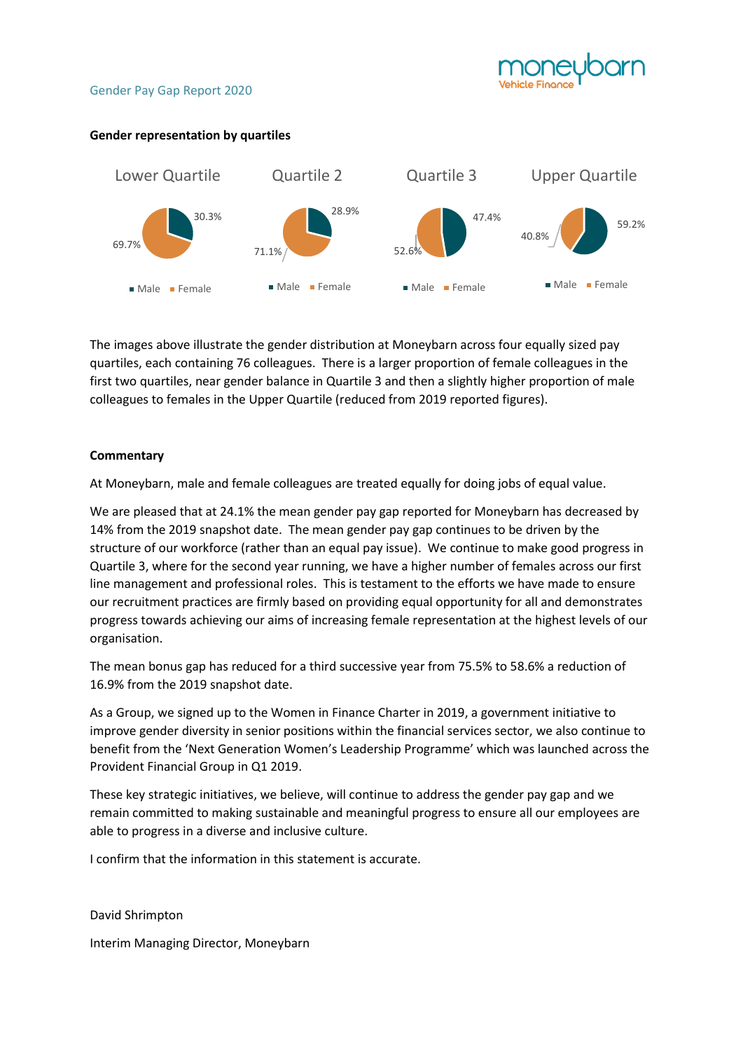Gender Pay Gap Report 2020

**Gender representation by quartiles**

Lower Quartile

30.3%

69.7%

Male Female

Quartile 2

28.9%

71.1%

Male Female

Quartile 3

47.4%

52.6%

Male Female

Upper Quartile

59.2%

40.8%

Male Female

The images above illustrate the gender distribution at Moneybarn across four equally sized pay quartiles, each containing 76 colleagues. There is a larger proportion of female colleagues in the first two quartiles, near gender balance in Quartile 3 and then a slightly higher proportion of male colleagues to females in the Upper Quartile (reduced from 2019 reported figures).

**Commentary**

At Moneybarn, male and female colleagues are treated equally for doing jobs of equal value.

We are pleased that at 24.1% the mean gender pay gap reported for Moneybarn has decreased by 14% from the 2019 snapshot date. The mean gender pay gap continues to be driven by the structure of our workforce (rather than an equal pay issue). We continue to make good progress in Quartile 3, where for the second year running, we have a higher number of females across our first line management and professional roles. This is testament to the efforts we have made to ensure our recruitment practices are firmly based on providing equal opportunity for all and demonstrates progress towards achieving our aims of increasing female representation at the highest levels of our organisation.

The mean bonus gap has reduced for a third successive year from 75.5% to 58.6% a reduction of 16.9% from the 2019 snapshot date.

As a Group, we signed up to the Women in Finance Charter in 2019, a government initiative to improve gender diversity in senior positions within the financial services sector, we also continue to benefit from the 'Next Generation Women's Leadership Programme' which was launched across the Provident Financial Group in Q1 2019.

These key strategic initiatives, we believe, will continue to address the gender pay gap and we remain committed to making sustainable and meaningful progress to ensure all our employees are able to progress in a diverse and inclusive culture.

I confirm that the information in this statement is accurate.

David Shrimpton

Interim Managing Director, Moneybarn